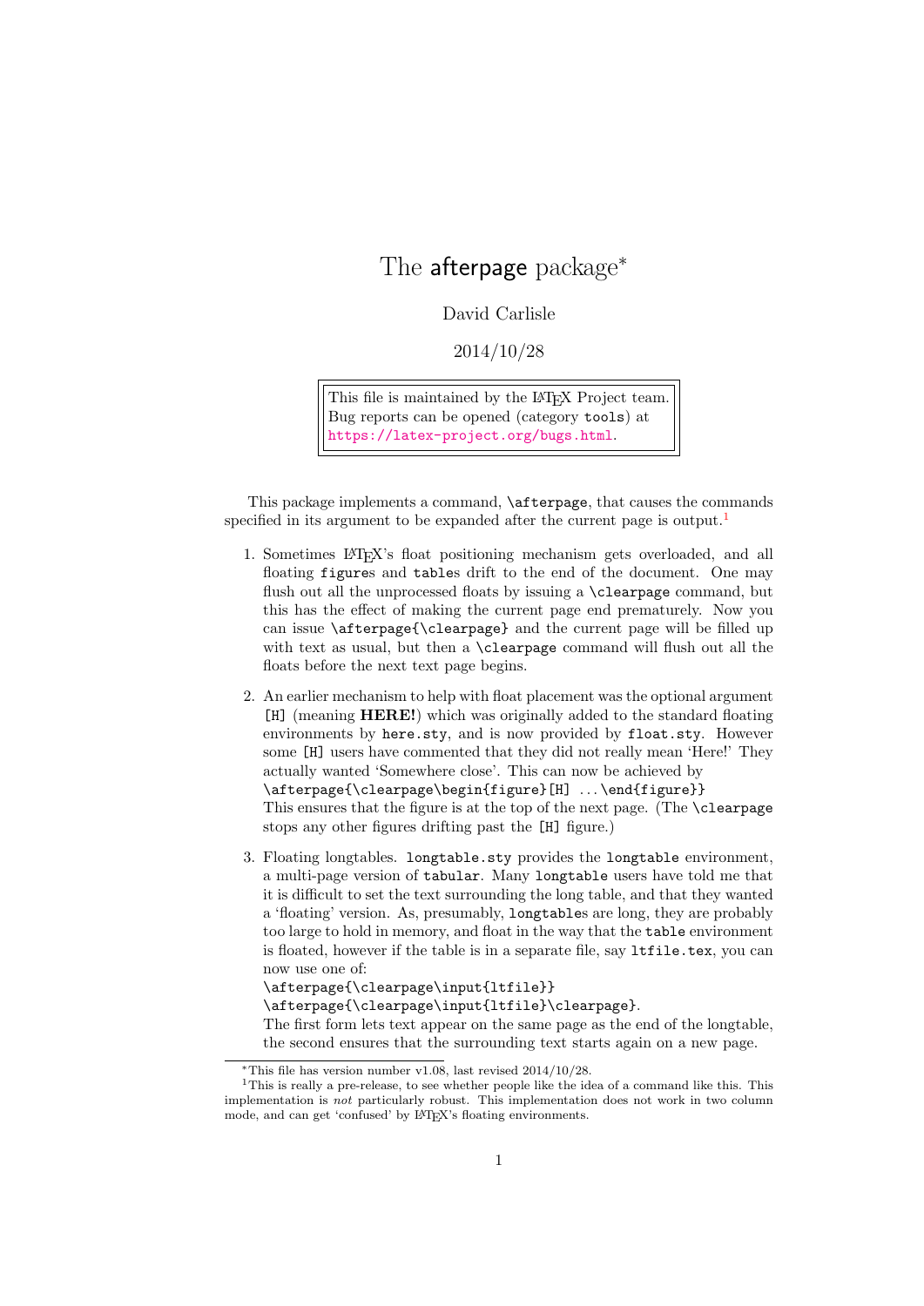# The afterpage package*

David Carlisle

2014/10/28

> This file is maintained by the LaTeX Project team.
> Bug reports can be opened (category `tools`) at
> https://latex-project.org/bugs.html.

This package implements a command, `\afterpage`, that causes the commands specified in its argument to be expanded after the current page is output.[1]

1. Sometimes LaTeX's float positioning mechanism gets overloaded, and all floating `figure`s and `table`s drift to the end of the document. One may flush out all the unprocessed floats by issuing a `\clearpage` command, but this has the effect of making the current page end prematurely. Now you can issue `\afterpage{\clearpage}` and the current page will be filled up with text as usual, but then a `\clearpage` command will flush out all the floats before the next text page begins.

2. An earlier mechanism to help with float placement was the optional argument `[H]` (meaning **HERE!**) which was originally added to the standard floating environments by `here.sty`, and is now provided by `float.sty`. However some `[H]` users have commented that they did not really mean 'Here!' They actually wanted 'Somewhere close'. This can now be achieved by
`\afterpage{\clearpage\begin{figure}[H]` ...`\end{figure}}`
This ensures that the figure is at the top of the next page. (The `\clearpage` stops any other figures drifting past the `[H]` figure.)

3. Floating longtables. `longtable.sty` provides the `longtable` environment, a multi-page version of `tabular`. Many `longtable` users have told me that it is difficult to set the text surrounding the long table, and that they wanted a 'floating' version. As, presumably, `longtable`s are long, they are probably too large to hold in memory, and float in the way that the `table` environment is floated, however if the table is in a separate file, say `ltfile.tex`, you can now use one of:
`\afterpage{\clearpage\input{ltfile}}`
`\afterpage{\clearpage\input{ltfile}\clearpage}`.
The first form lets text appear on the same page as the end of the longtable, the second ensures that the surrounding text starts again on a new page.

---

*This file has version number v1.08, last revised 2014/10/28.

[1] This is really a pre-release, to see whether people like the idea of a command like this. This implementation is *not* particularly robust. This implementation does not work in two column mode, and can get 'confused' by LaTeX's floating environments.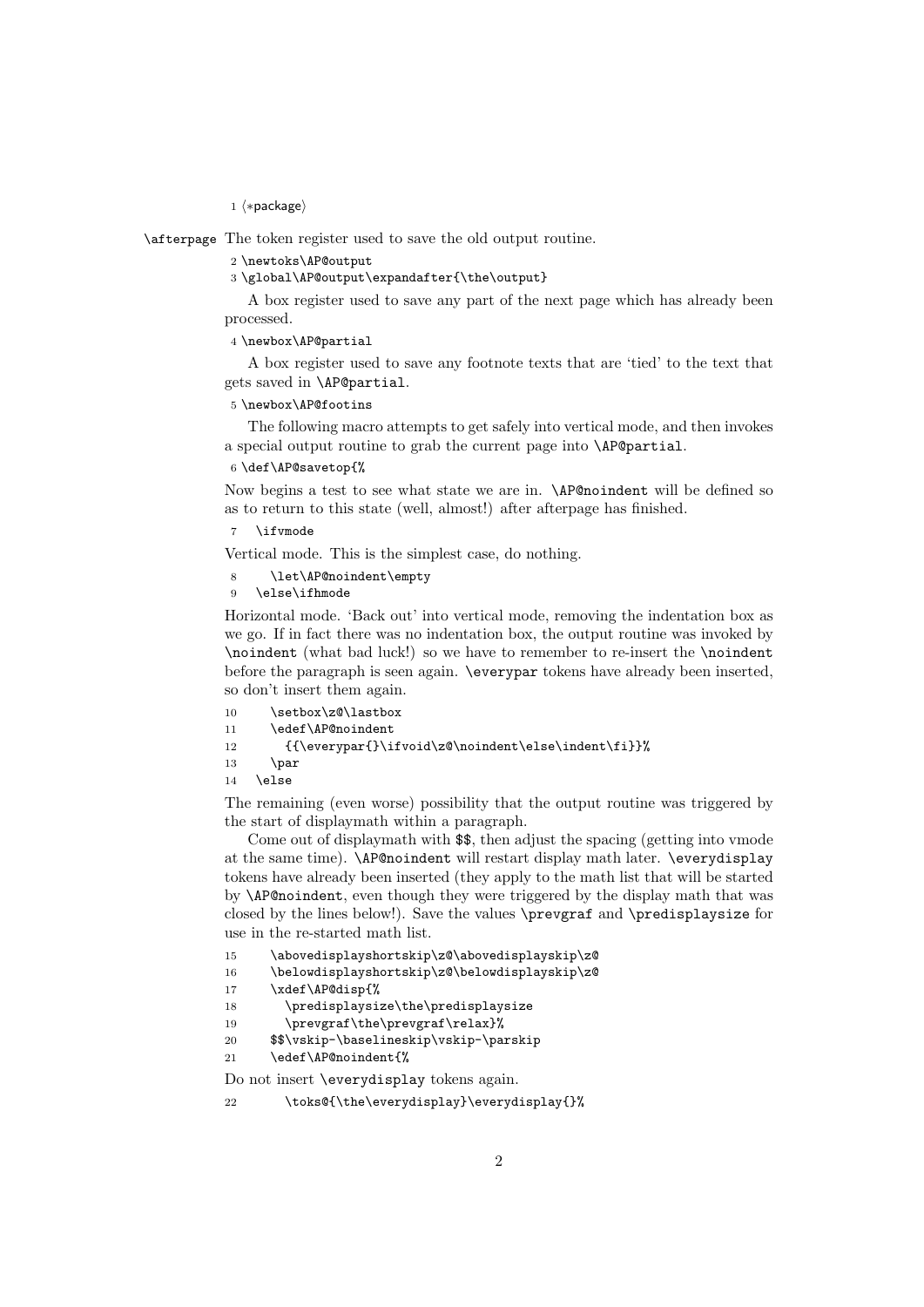```
1 ⟨*package⟩
```

`\afterpage` The token register used to save the old output routine.

```
2 \newtoks\AP@output
3 \global\AP@output\expandafter{\the\output}
```

A box register used to save any part of the next page which has already been processed.

```
4 \newbox\AP@partial
```

A box register used to save any footnote texts that are 'tied' to the text that gets saved in `\AP@partial`.

```
5 \newbox\AP@footins
```

The following macro attempts to get safely into vertical mode, and then invokes a special output routine to grab the current page into `\AP@partial`.

```
6 \def\AP@savetop{%
```

Now begins a test to see what state we are in. `\AP@noindent` will be defined so as to return to this state (well, almost!) after afterpage has finished.

```
7   \ifvmode
```

Vertical mode. This is the simplest case, do nothing.

```
8     \let\AP@noindent\empty
9   \else\ifhmode
```

Horizontal mode. 'Back out' into vertical mode, removing the indentation box as we go. If in fact there was no indentation box, the output routine was invoked by `\noindent` (what bad luck!) so we have to remember to re-insert the `\noindent` before the paragraph is seen again. `\everypar` tokens have already been inserted, so don't insert them again.

```
10     \setbox\z@\lastbox
11     \edef\AP@noindent
12       {{\everypar{}\ifvoid\z@\noindent\else\indent\fi}}%
13     \par
14   \else
```

The remaining (even worse) possibility that the output routine was triggered by the start of displaymath within a paragraph.

Come out of displaymath with `$$`, then adjust the spacing (getting into vmode at the same time). `\AP@noindent` will restart display math later. `\everydisplay` tokens have already been inserted (they apply to the math list that will be started by `\AP@noindent`, even though they were triggered by the display math that was closed by the lines below!). Save the values `\prevgraf` and `\predisplaysize` for use in the re-started math list.

```
15     \abovedisplayshortskip\z@\abovedisplayskip\z@
16     \belowdisplayshortskip\z@\belowdisplayskip\z@
17     \xdef\AP@disp{%
18       \predisplaysize\the\predisplaysize
19       \prevgraf\the\prevgraf\relax}%
20     $$\vskip-\baselineskip\vskip-\parskip
21     \edef\AP@noindent{%
```

Do not insert `\everydisplay` tokens again.

```
22       \toks@{\the\everydisplay}\everydisplay{}%
```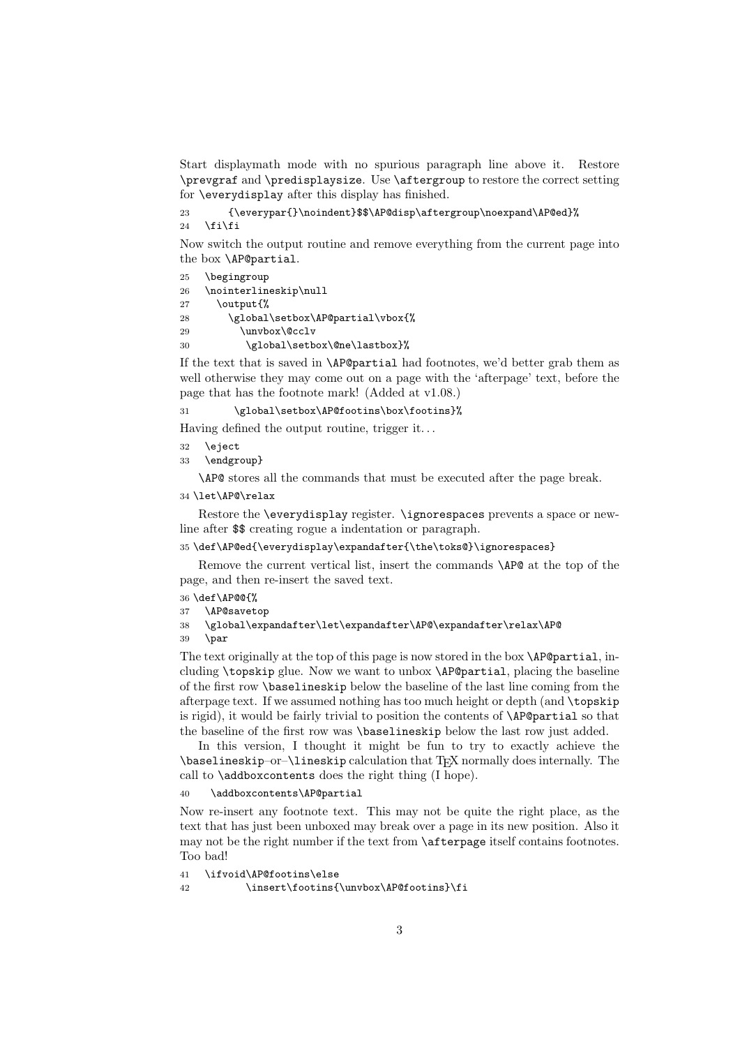Start displaymath mode with no spurious paragraph line above it. Restore `\prevgraf` and `\predisplaysize`. Use `\aftergroup` to restore the correct setting for `\everydisplay` after this display has finished.

```
23      {\everypar{}\noindent}$$\AP@disp\aftergroup\noexpand\AP@ed}%
24    \fi\fi
```

Now switch the output routine and remove everything from the current page into the box `\AP@partial`.

```
25    \begingroup
26    \nointerlineskip\null
27      \output{%
28        \global\setbox\AP@partial\vbox{%
29          \unvbox\@cclv
30           \global\setbox\@ne\lastbox}%
```

If the text that is saved in `\AP@partial` had footnotes, we'd better grab them as well otherwise they may come out on a page with the 'afterpage' text, before the page that has the footnote mark! (Added at v1.08.)

```
31        \global\setbox\AP@footins\box\footins}%
```

Having defined the output routine, trigger it...

```
32    \eject
33    \endgroup}
```

`\AP@` stores all the commands that must be executed after the page break.

```
34 \let\AP@\relax
```

Restore the `\everydisplay` register. `\ignorespaces` prevents a space or newline after `$$` creating rogue a indentation or paragraph.

```
35 \def\AP@ed{\everydisplay\expandafter{\the\toks@}\ignorespaces}
```

Remove the current vertical list, insert the commands `\AP@` at the top of the page, and then re-insert the saved text.

```
36 \def\AP@@{%
37   \AP@savetop
38   \global\expandafter\let\expandafter\AP@\expandafter\relax\AP@
39   \par
```

The text originally at the top of this page is now stored in the box `\AP@partial`, including `\topskip` glue. Now we want to unbox `\AP@partial`, placing the baseline of the first row `\baselineskip` below the baseline of the last line coming from the afterpage text. If we assumed nothing has too much height or depth (and `\topskip` is rigid), it would be fairly trivial to position the contents of `\AP@partial` so that the baseline of the first row was `\baselineskip` below the last row just added.

In this version, I thought it might be fun to try to exactly achieve the `\baselineskip`–or–`\lineskip` calculation that TeX normally does internally. The call to `\addboxcontents` does the right thing (I hope).

```
40    \addboxcontents\AP@partial
```

Now re-insert any footnote text. This may not be quite the right place, as the text that has just been unboxed may break over a page in its new position. Also it may not be the right number if the text from `\afterpage` itself contains footnotes. Too bad!

```
41   \ifvoid\AP@footins\else
42          \insert\footins{\unvbox\AP@footins}\fi
```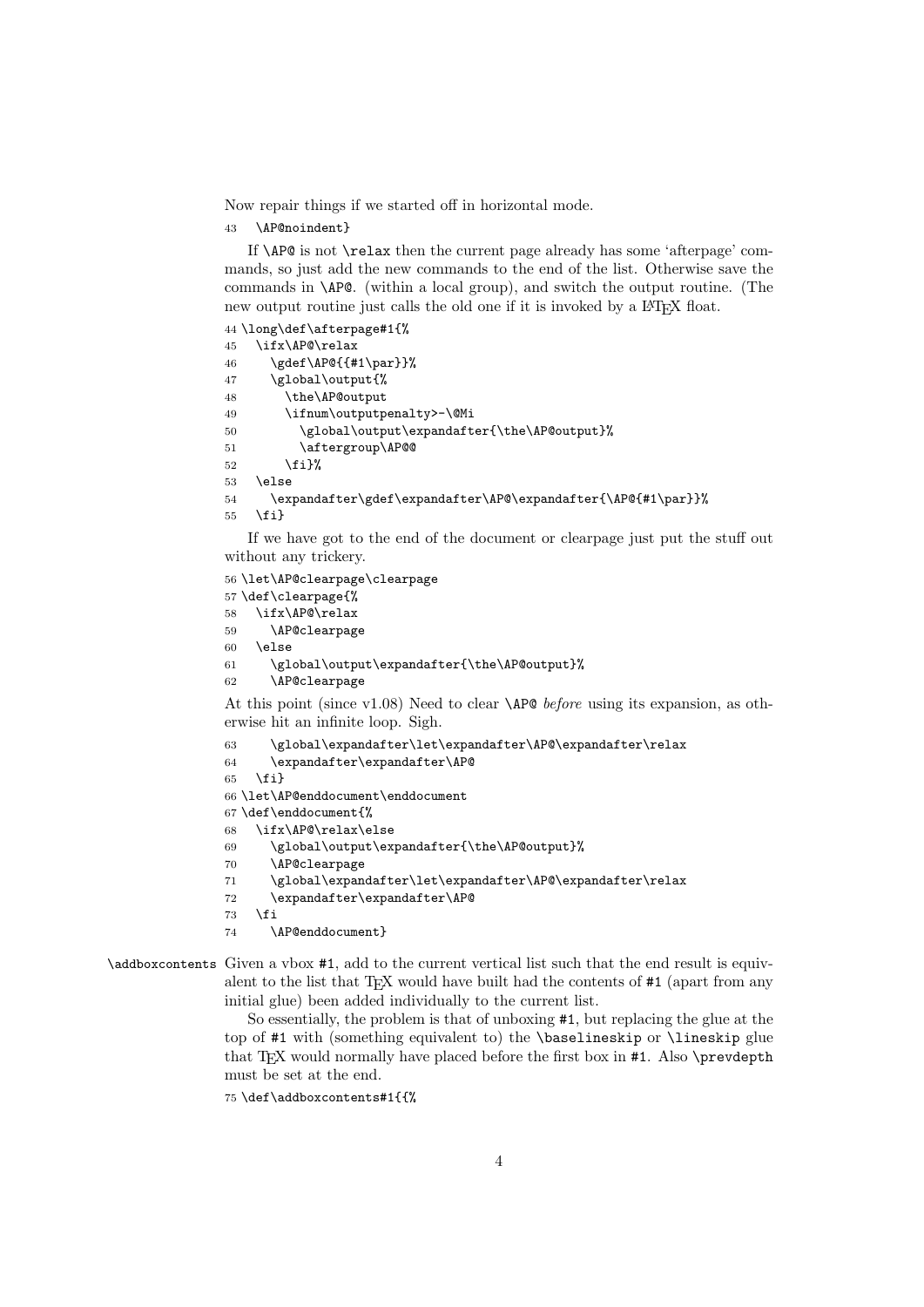Now repair things if we started off in horizontal mode.

```
43   \AP@noindent}
```

If `\AP@` is not `\relax` then the current page already has some 'afterpage' commands, so just add the new commands to the end of the list. Otherwise save the commands in `\AP@`. (within a local group), and switch the output routine. (The new output routine just calls the old one if it is invoked by a LaTeX float.

```
44 \long\def\afterpage#1{%
45   \ifx\AP@\relax
46     \gdef\AP@{{#1\par}}%
47     \global\output{%
48       \the\AP@output
49       \ifnum\outputpenalty>-\@Mi
50         \global\output\expandafter{\the\AP@output}%
51         \aftergroup\AP@@
52       \fi}%
53   \else
54     \expandafter\gdef\expandafter\AP@\expandafter{\AP@{#1\par}}%
55   \fi}
```

If we have got to the end of the document or clearpage just put the stuff out without any trickery.

```
56 \let\AP@clearpage\clearpage
57 \def\clearpage{%
58   \ifx\AP@\relax
59     \AP@clearpage
60   \else
61     \global\output\expandafter{\the\AP@output}%
62     \AP@clearpage
```

At this point (since v1.08) Need to clear `\AP@` *before* using its expansion, as otherwise hit an infinite loop. Sigh.

```
63     \global\expandafter\let\expandafter\AP@\expandafter\relax
64     \expandafter\expandafter\AP@
65   \fi}
66 \let\AP@enddocument\enddocument
67 \def\enddocument{%
68   \ifx\AP@\relax\else
69     \global\output\expandafter{\the\AP@output}%
70     \AP@clearpage
71     \global\expandafter\let\expandafter\AP@\expandafter\relax
72     \expandafter\expandafter\AP@
73   \fi
74     \AP@enddocument}
```

`\addboxcontents` Given a vbox `#1`, add to the current vertical list such that the end result is equivalent to the list that TeX would have built had the contents of `#1` (apart from any initial glue) been added individually to the current list.

So essentially, the problem is that of unboxing `#1`, but replacing the glue at the top of `#1` with (something equivalent to) the `\baselineskip` or `\lineskip` glue that TeX would normally have placed before the first box in `#1`. Also `\prevdepth` must be set at the end.

```
75 \def\addboxcontents#1{{%
```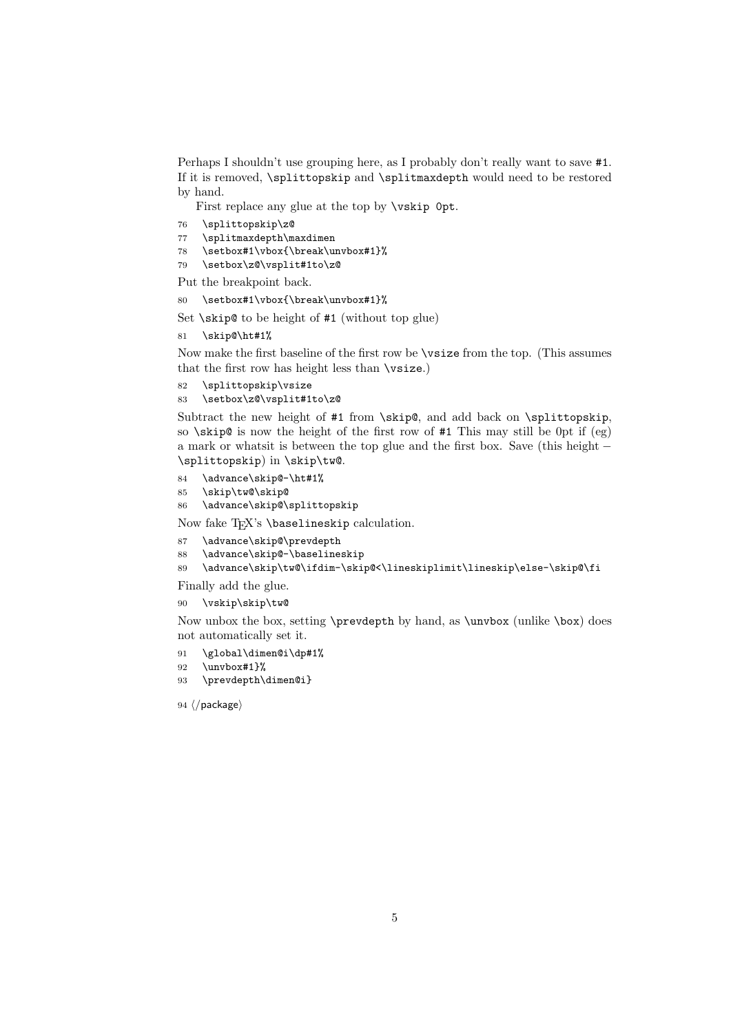Perhaps I shouldn't use grouping here, as I probably don't really want to save `#1`. If it is removed, `\splittopskip` and `\splitmaxdepth` would need to be restored by hand.

First replace any glue at the top by `\vskip 0pt`.

```
76   \splittopskip\z@
77   \splitmaxdepth\maxdimen
78   \setbox#1\vbox{\break\unvbox#1}%
79   \setbox\z@\vsplit#1to\z@
```

Put the breakpoint back.

```
80   \setbox#1\vbox{\break\unvbox#1}%
```

Set `\skip@` to be height of `#1` (without top glue)

```
81   \skip@\ht#1%
```

Now make the first baseline of the first row be `\vsize` from the top. (This assumes that the first row has height less than `\vsize`.)

```
82   \splittopskip\vsize
83   \setbox\z@\vsplit#1to\z@
```

Subtract the new height of `#1` from `\skip@`, and add back on `\splittopskip`, so `\skip@` is now the height of the first row of `#1` This may still be 0pt if (eg) a mark or whatsit is between the top glue and the first box. Save (this height − `\splittopskip`) in `\skip\tw@`.

```
84   \advance\skip@-\ht#1%
85   \skip\tw@\skip@
86   \advance\skip@\splittopskip
```

Now fake TeX's `\baselineskip` calculation.

```
87   \advance\skip@\prevdepth
88   \advance\skip@-\baselineskip
89   \advance\skip\tw@\ifdim-\skip@<\lineskiplimit\lineskip\else-\skip@\fi
```

Finally add the glue.

```
90   \vskip\skip\tw@
```

Now unbox the box, setting `\prevdepth` by hand, as `\unvbox` (unlike `\box`) does not automatically set it.

```
91   \global\dimen@i\dp#1%
92   \unvbox#1}%
93   \prevdepth\dimen@i}
```

```
94 </package>
```